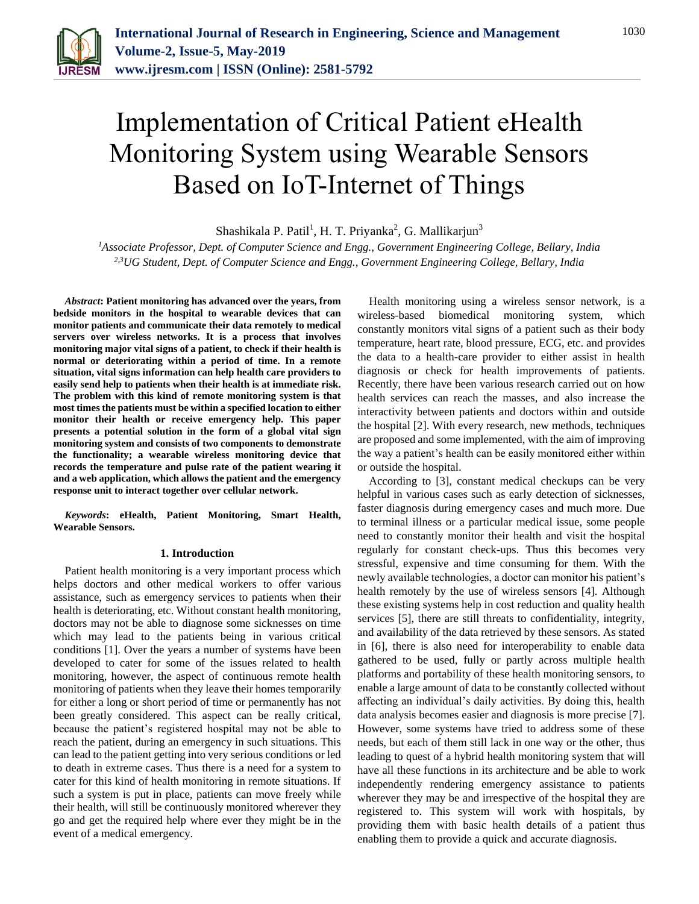# Implementation of Critical Patient eHealth Monitoring System using Wearable Sensors Based on IoT-Internet of Things

Shashikala P. Patil[1], H. T. Priyanka[2], G. Mallikarjun[3]

[1]*Associate Professor, Dept. of Computer Science and Engg., Government Engineering College, Bellary, India*
[2,3]*UG Student, Dept. of Computer Science and Engg., Government Engineering College, Bellary, India*

***Abstract*: Patient monitoring has advanced over the years, from bedside monitors in the hospital to wearable devices that can monitor patients and communicate their data remotely to medical servers over wireless networks. It is a process that involves monitoring major vital signs of a patient, to check if their health is normal or deteriorating within a period of time. In a remote situation, vital signs information can help health care providers to easily send help to patients when their health is at immediate risk. The problem with this kind of remote monitoring system is that most times the patients must be within a specified location to either monitor their health or receive emergency help. This paper presents a potential solution in the form of a global vital sign monitoring system and consists of two components to demonstrate the functionality; a wearable wireless monitoring device that records the temperature and pulse rate of the patient wearing it and a web application, which allows the patient and the emergency response unit to interact together over cellular network.**

***Keywords*: eHealth, Patient Monitoring, Smart Health, Wearable Sensors.**

## 1. Introduction

Patient health monitoring is a very important process which helps doctors and other medical workers to offer various assistance, such as emergency services to patients when their health is deteriorating, etc. Without constant health monitoring, doctors may not be able to diagnose some sicknesses on time which may lead to the patients being in various critical conditions [1]. Over the years a number of systems have been developed to cater for some of the issues related to health monitoring, however, the aspect of continuous remote health monitoring of patients when they leave their homes temporarily for either a long or short period of time or permanently has not been greatly considered. This aspect can be really critical, because the patient's registered hospital may not be able to reach the patient, during an emergency in such situations. This can lead to the patient getting into very serious conditions or led to death in extreme cases. Thus there is a need for a system to cater for this kind of health monitoring in remote situations. If such a system is put in place, patients can move freely while their health, will still be continuously monitored wherever they go and get the required help where ever they might be in the event of a medical emergency.

Health monitoring using a wireless sensor network, is a wireless-based biomedical monitoring system, which constantly monitors vital signs of a patient such as their body temperature, heart rate, blood pressure, ECG, etc. and provides the data to a health-care provider to either assist in health diagnosis or check for health improvements of patients. Recently, there have been various research carried out on how health services can reach the masses, and also increase the interactivity between patients and doctors within and outside the hospital [2]. With every research, new methods, techniques are proposed and some implemented, with the aim of improving the way a patient's health can be easily monitored either within or outside the hospital.

According to [3], constant medical checkups can be very helpful in various cases such as early detection of sicknesses, faster diagnosis during emergency cases and much more. Due to terminal illness or a particular medical issue, some people need to constantly monitor their health and visit the hospital regularly for constant check-ups. Thus this becomes very stressful, expensive and time consuming for them. With the newly available technologies, a doctor can monitor his patient's health remotely by the use of wireless sensors [4]. Although these existing systems help in cost reduction and quality health services [5], there are still threats to confidentiality, integrity, and availability of the data retrieved by these sensors. As stated in [6], there is also need for interoperability to enable data gathered to be used, fully or partly across multiple health platforms and portability of these health monitoring sensors, to enable a large amount of data to be constantly collected without affecting an individual's daily activities. By doing this, health data analysis becomes easier and diagnosis is more precise [7]. However, some systems have tried to address some of these needs, but each of them still lack in one way or the other, thus leading to quest of a hybrid health monitoring system that will have all these functions in its architecture and be able to work independently rendering emergency assistance to patients wherever they may be and irrespective of the hospital they are registered to. This system will work with hospitals, by providing them with basic health details of a patient thus enabling them to provide a quick and accurate diagnosis.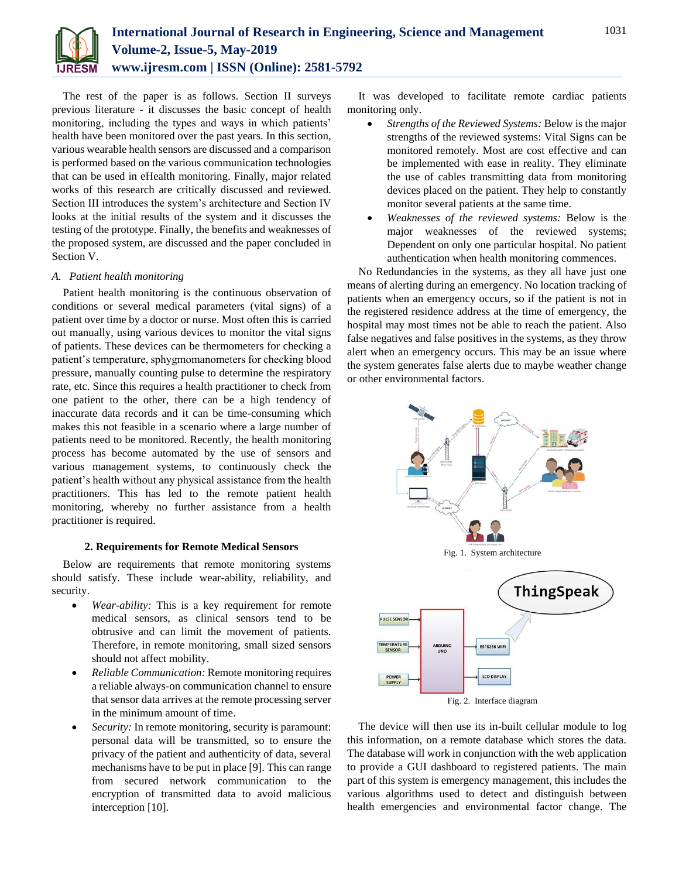The rest of the paper is as follows. Section II surveys previous literature - it discusses the basic concept of health monitoring, including the types and ways in which patients' health have been monitored over the past years. In this section, various wearable health sensors are discussed and a comparison is performed based on the various communication technologies that can be used in eHealth monitoring. Finally, major related works of this research are critically discussed and reviewed. Section III introduces the system's architecture and Section IV looks at the initial results of the system and it discusses the testing of the prototype. Finally, the benefits and weaknesses of the proposed system, are discussed and the paper concluded in Section V.

### *A. Patient health monitoring*

Patient health monitoring is the continuous observation of conditions or several medical parameters (vital signs) of a patient over time by a doctor or nurse. Most often this is carried out manually, using various devices to monitor the vital signs of patients. These devices can be thermometers for checking a patient's temperature, sphygmomanometers for checking blood pressure, manually counting pulse to determine the respiratory rate, etc. Since this requires a health practitioner to check from one patient to the other, there can be a high tendency of inaccurate data records and it can be time-consuming which makes this not feasible in a scenario where a large number of patients need to be monitored. Recently, the health monitoring process has become automated by the use of sensors and various management systems, to continuously check the patient's health without any physical assistance from the health practitioners. This has led to the remote patient health monitoring, whereby no further assistance from a health practitioner is required.

### 2. Requirements for Remote Medical Sensors

Below are requirements that remote monitoring systems should satisfy. These include wear-ability, reliability, and security.

- *Wear-ability:* This is a key requirement for remote medical sensors, as clinical sensors tend to be obtrusive and can limit the movement of patients. Therefore, in remote monitoring, small sized sensors should not affect mobility.
- *Reliable Communication:* Remote monitoring requires a reliable always-on communication channel to ensure that sensor data arrives at the remote processing server in the minimum amount of time.
- *Security:* In remote monitoring, security is paramount: personal data will be transmitted, so to ensure the privacy of the patient and authenticity of data, several mechanisms have to be put in place [9]. This can range from secured network communication to the encryption of transmitted data to avoid malicious interception [10].

It was developed to facilitate remote cardiac patients monitoring only.

- *Strengths of the Reviewed Systems:* Below is the major strengths of the reviewed systems: Vital Signs can be monitored remotely. Most are cost effective and can be implemented with ease in reality. They eliminate the use of cables transmitting data from monitoring devices placed on the patient. They help to constantly monitor several patients at the same time.
- *Weaknesses of the reviewed systems:* Below is the major weaknesses of the reviewed systems; Dependent on only one particular hospital. No patient authentication when health monitoring commences.

No Redundancies in the systems, as they all have just one means of alerting during an emergency. No location tracking of patients when an emergency occurs, so if the patient is not in the registered residence address at the time of emergency, the hospital may most times not be able to reach the patient. Also false negatives and false positives in the systems, as they throw alert when an emergency occurs. This may be an issue where the system generates false alerts due to maybe weather change or other environmental factors.

Fig. 1. System architecture

ThingSpeak

PULSE SENSOR

TEMPERATURE SENSOR

POWER SUPPLY

ARDUINO UNO

ESP8266 WIFI

LCD DISPLAY

Fig. 2. Interface diagram

The device will then use its in-built cellular module to log this information, on a remote database which stores the data. The database will work in conjunction with the web application to provide a GUI dashboard to registered patients. The main part of this system is emergency management, this includes the various algorithms used to detect and distinguish between health emergencies and environmental factor change. The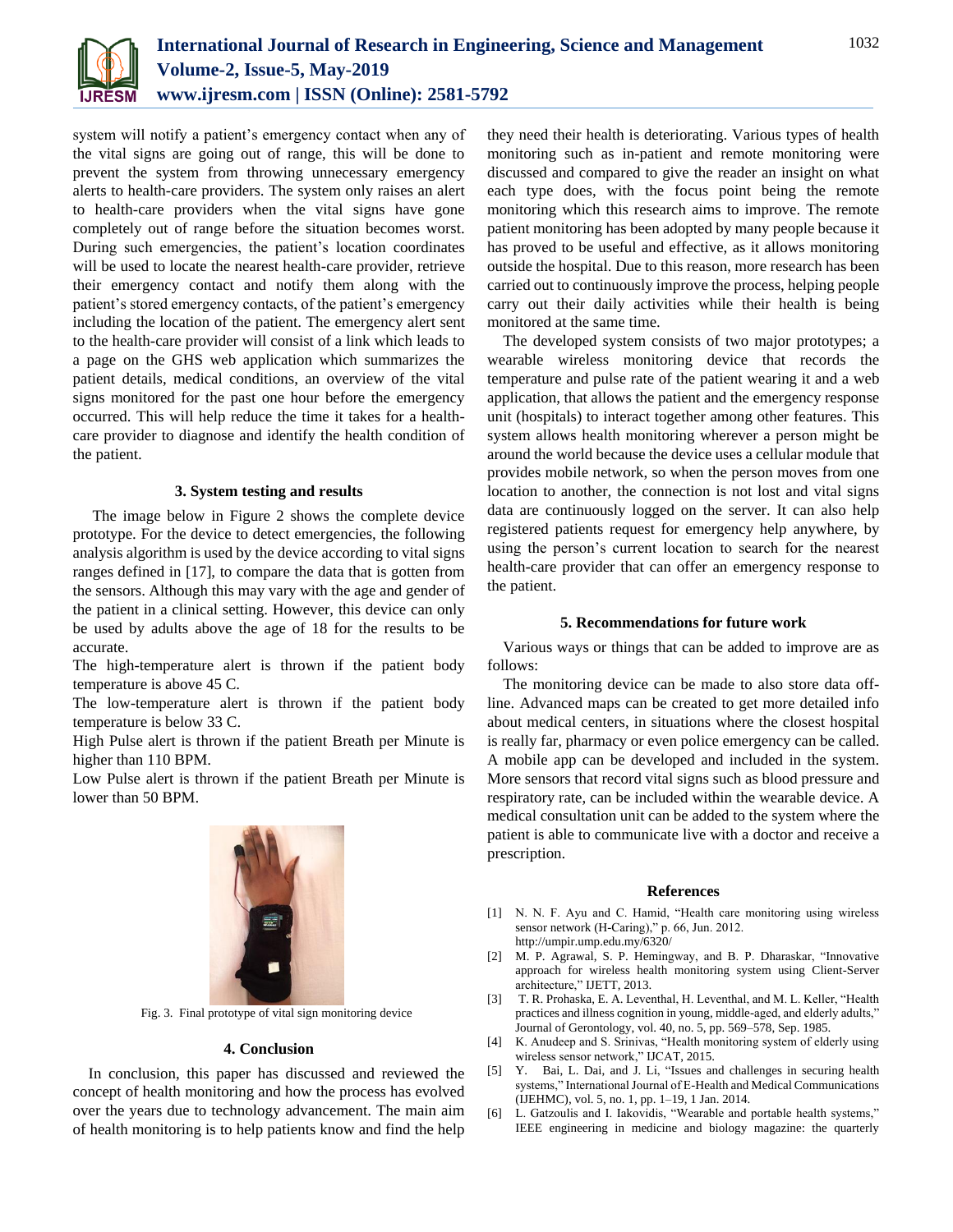system will notify a patient's emergency contact when any of the vital signs are going out of range, this will be done to prevent the system from throwing unnecessary emergency alerts to health-care providers. The system only raises an alert to health-care providers when the vital signs have gone completely out of range before the situation becomes worst. During such emergencies, the patient's location coordinates will be used to locate the nearest health-care provider, retrieve their emergency contact and notify them along with the patient's stored emergency contacts, of the patient's emergency including the location of the patient. The emergency alert sent to the health-care provider will consist of a link which leads to a page on the GHS web application which summarizes the patient details, medical conditions, an overview of the vital signs monitored for the past one hour before the emergency occurred. This will help reduce the time it takes for a health-care provider to diagnose and identify the health condition of the patient.

## 3. System testing and results

The image below in Figure 2 shows the complete device prototype. For the device to detect emergencies, the following analysis algorithm is used by the device according to vital signs ranges defined in [17], to compare the data that is gotten from the sensors. Although this may vary with the age and gender of the patient in a clinical setting. However, this device can only be used by adults above the age of 18 for the results to be accurate.

The high-temperature alert is thrown if the patient body temperature is above 45 C.

The low-temperature alert is thrown if the patient body temperature is below 33 C.

High Pulse alert is thrown if the patient Breath per Minute is higher than 110 BPM.

Low Pulse alert is thrown if the patient Breath per Minute is lower than 50 BPM.

Fig. 3. Final prototype of vital sign monitoring device

## 4. Conclusion

In conclusion, this paper has discussed and reviewed the concept of health monitoring and how the process has evolved over the years due to technology advancement. The main aim of health monitoring is to help patients know and find the help they need their health is deteriorating. Various types of health monitoring such as in-patient and remote monitoring were discussed and compared to give the reader an insight on what each type does, with the focus point being the remote monitoring which this research aims to improve. The remote patient monitoring has been adopted by many people because it has proved to be useful and effective, as it allows monitoring outside the hospital. Due to this reason, more research has been carried out to continuously improve the process, helping people carry out their daily activities while their health is being monitored at the same time.

The developed system consists of two major prototypes; a wearable wireless monitoring device that records the temperature and pulse rate of the patient wearing it and a web application, that allows the patient and the emergency response unit (hospitals) to interact together among other features. This system allows health monitoring wherever a person might be around the world because the device uses a cellular module that provides mobile network, so when the person moves from one location to another, the connection is not lost and vital signs data are continuously logged on the server. It can also help registered patients request for emergency help anywhere, by using the person's current location to search for the nearest health-care provider that can offer an emergency response to the patient.

## 5. Recommendations for future work

Various ways or things that can be added to improve are as follows:

The monitoring device can be made to also store data off-line. Advanced maps can be created to get more detailed info about medical centers, in situations where the closest hospital is really far, pharmacy or even police emergency can be called. A mobile app can be developed and included in the system. More sensors that record vital signs such as blood pressure and respiratory rate, can be included within the wearable device. A medical consultation unit can be added to the system where the patient is able to communicate live with a doctor and receive a prescription.

## References

[1] N. N. F. Ayu and C. Hamid, "Health care monitoring using wireless sensor network (H-Caring)," p. 66, Jun. 2012. http://umpir.ump.edu.my/6320/

[2] M. P. Agrawal, S. P. Hemingway, and B. P. Dharaskar, "Innovative approach for wireless health monitoring system using Client-Server architecture," IJETT, 2013.

[3] T. R. Prohaska, E. A. Leventhal, H. Leventhal, and M. L. Keller, "Health practices and illness cognition in young, middle-aged, and elderly adults," Journal of Gerontology, vol. 40, no. 5, pp. 569–578, Sep. 1985.

[4] K. Anudeep and S. Srinivas, "Health monitoring system of elderly using wireless sensor network," IJCAT, 2015.

[5] Y. Bai, L. Dai, and J. Li, "Issues and challenges in securing health systems," International Journal of E-Health and Medical Communications (IJEHMC), vol. 5, no. 1, pp. 1–19, 1 Jan. 2014.

[6] L. Gatzoulis and I. Iakovidis, "Wearable and portable health systems," IEEE engineering in medicine and biology magazine: the quarterly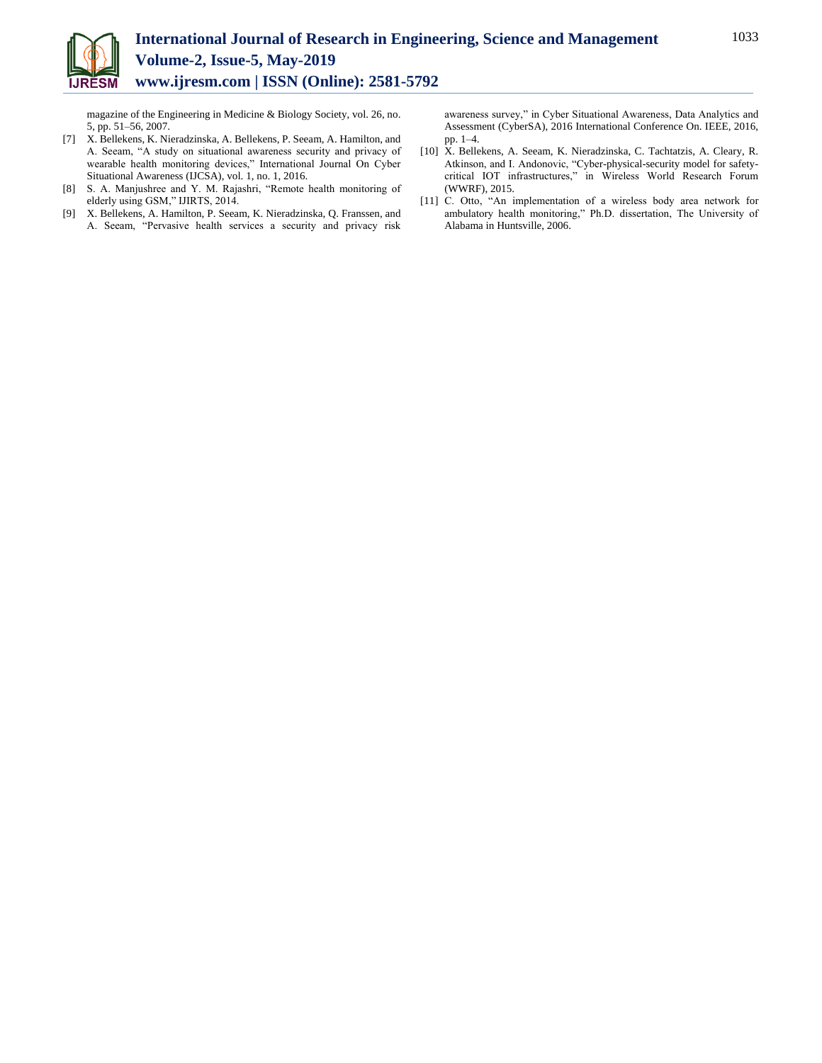magazine of the Engineering in Medicine & Biology Society, vol. 26, no. 5, pp. 51–56, 2007.

[7] X. Bellekens, K. Nieradzinska, A. Bellekens, P. Seeam, A. Hamilton, and A. Seeam, "A study on situational awareness security and privacy of wearable health monitoring devices," International Journal On Cyber Situational Awareness (IJCSA), vol. 1, no. 1, 2016.

[8] S. A. Manjushree and Y. M. Rajashri, "Remote health monitoring of elderly using GSM," IJIRTS, 2014.

[9] X. Bellekens, A. Hamilton, P. Seeam, K. Nieradzinska, Q. Franssen, and A. Seeam, "Pervasive health services a security and privacy risk awareness survey," in Cyber Situational Awareness, Data Analytics and Assessment (CyberSA), 2016 International Conference On. IEEE, 2016, pp. 1–4.

[10] X. Bellekens, A. Seeam, K. Nieradzinska, C. Tachtatzis, A. Cleary, R. Atkinson, and I. Andonovic, "Cyber-physical-security model for safety-critical IOT infrastructures," in Wireless World Research Forum (WWRF), 2015.

[11] C. Otto, "An implementation of a wireless body area network for ambulatory health monitoring," Ph.D. dissertation, The University of Alabama in Huntsville, 2006.